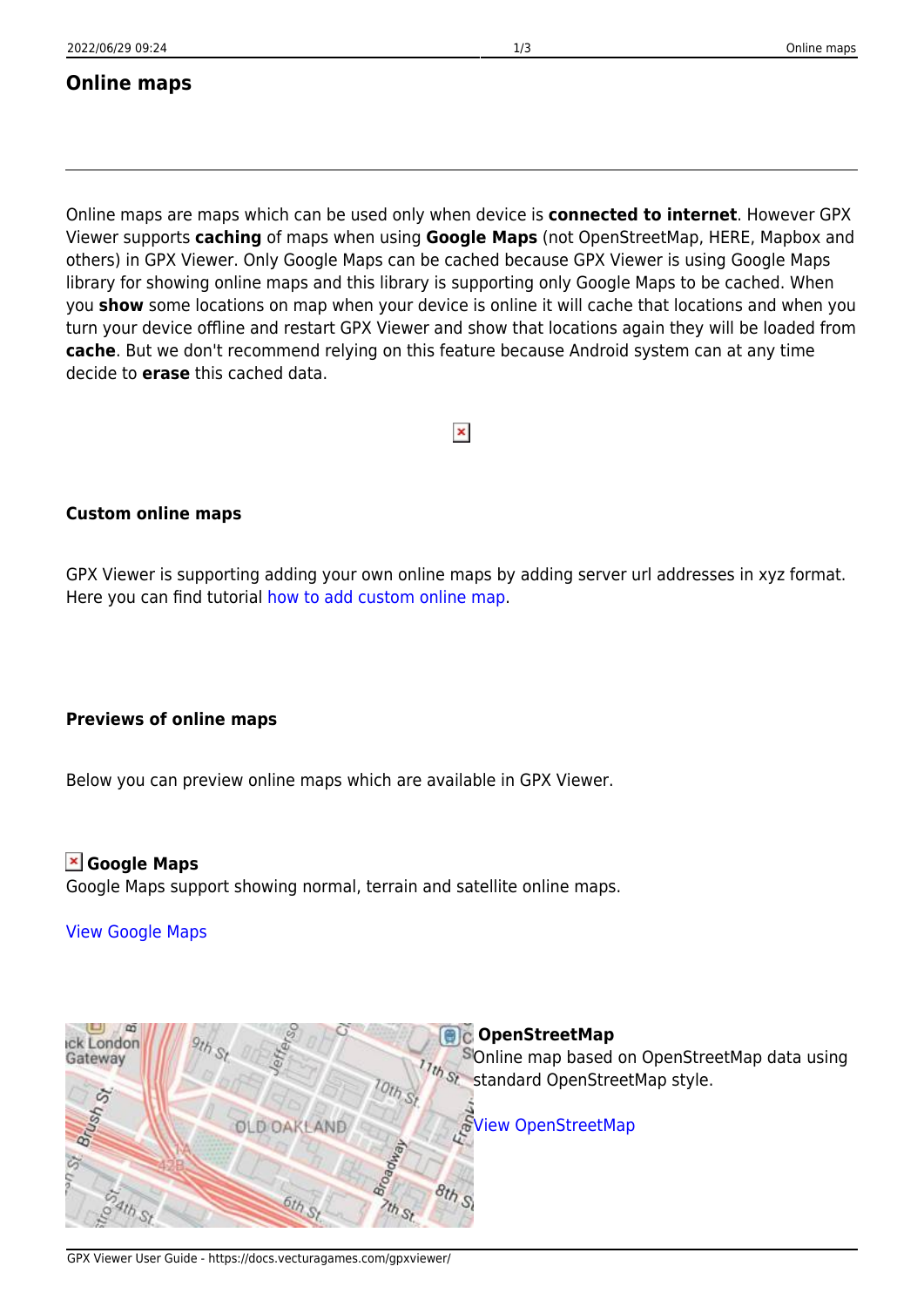# Online maps

---

Online maps are maps which can be used only when device is **connected to internet**. However GPX Viewer supports **caching** of maps when using **Google Maps** (not OpenStreetMap, HERE, Mapbox and others) in GPX Viewer. Only Google Maps can be cached because GPX Viewer is using Google Maps library for showing online maps and this library is supporting only Google Maps to be cached. When you **show** some locations on map when your device is online it will cache that locations and when you turn your device offline and restart GPX Viewer and show that locations again they will be loaded from **cache**. But we don't recommend relying on this feature because Android system can at any time decide to **erase** this cached data.

### Custom online maps

GPX Viewer is supporting adding your own online maps by adding server url addresses in xyz format. Here you can find tutorial how to add custom online map.

### Previews of online maps

Below you can preview online maps which are available in GPX Viewer.

#### Google Maps

Google Maps support showing normal, terrain and satellite online maps.

View Google Maps

#### OpenStreetMap

Online map based on OpenStreetMap data using standard OpenStreetMap style.

View OpenStreetMap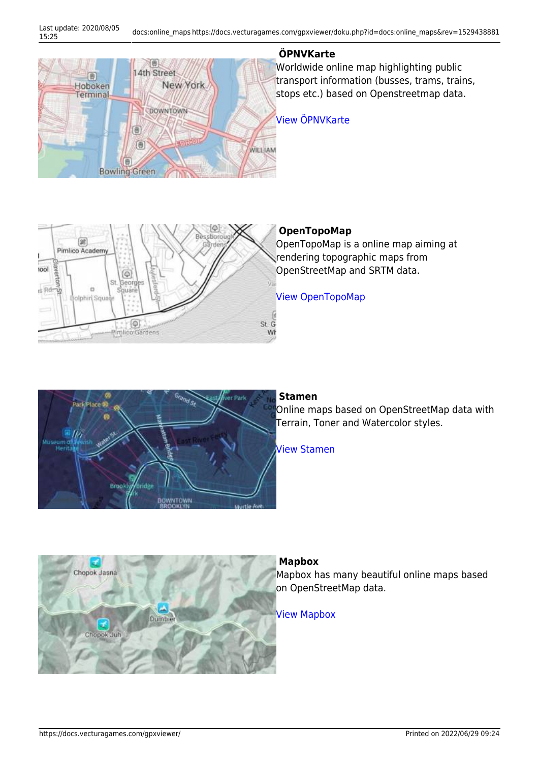**ÖPNVKarte**
Worldwide online map highlighting public transport information (busses, trams, trains, stops etc.) based on Openstreetmap data.

View ÖPNVKarte

**OpenTopoMap**
OpenTopoMap is a online map aiming at rendering topographic maps from OpenStreetMap and SRTM data.

View OpenTopoMap

**Stamen**
Online maps based on OpenStreetMap data with Terrain, Toner and Watercolor styles.

View Stamen

**Mapbox**
Mapbox has many beautiful online maps based on OpenStreetMap data.

View Mapbox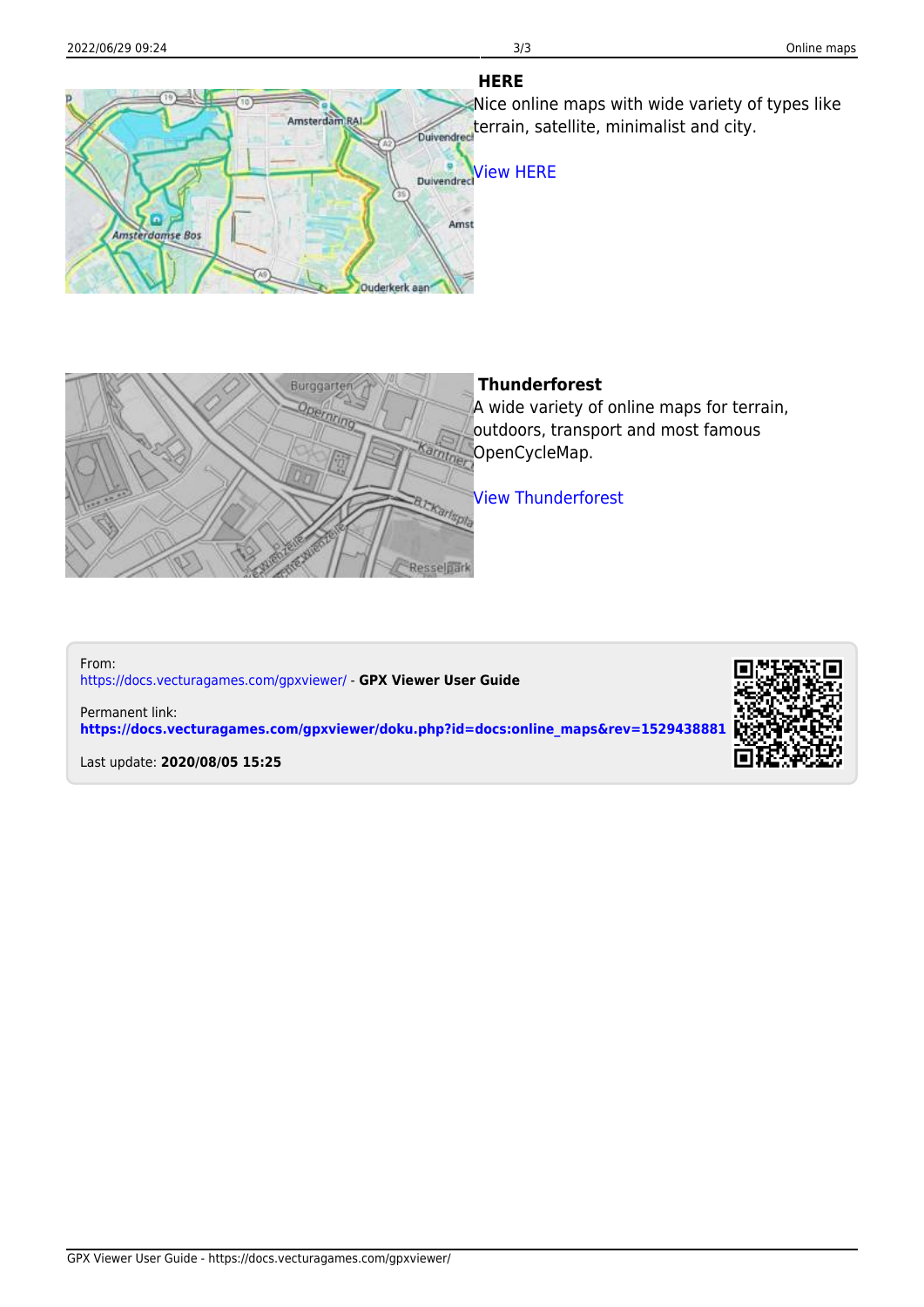### HERE

Nice online maps with wide variety of types like terrain, satellite, minimalist and city.

View HERE

### Thunderforest

A wide variety of online maps for terrain, outdoors, transport and most famous OpenCycleMap.

View Thunderforest

From:
https://docs.vecturagames.com/gpxviewer/ - **GPX Viewer User Guide**

Permanent link:
**https://docs.vecturagames.com/gpxviewer/doku.php?id=docs:online_maps&rev=1529438881**

Last update: **2020/08/05 15:25**